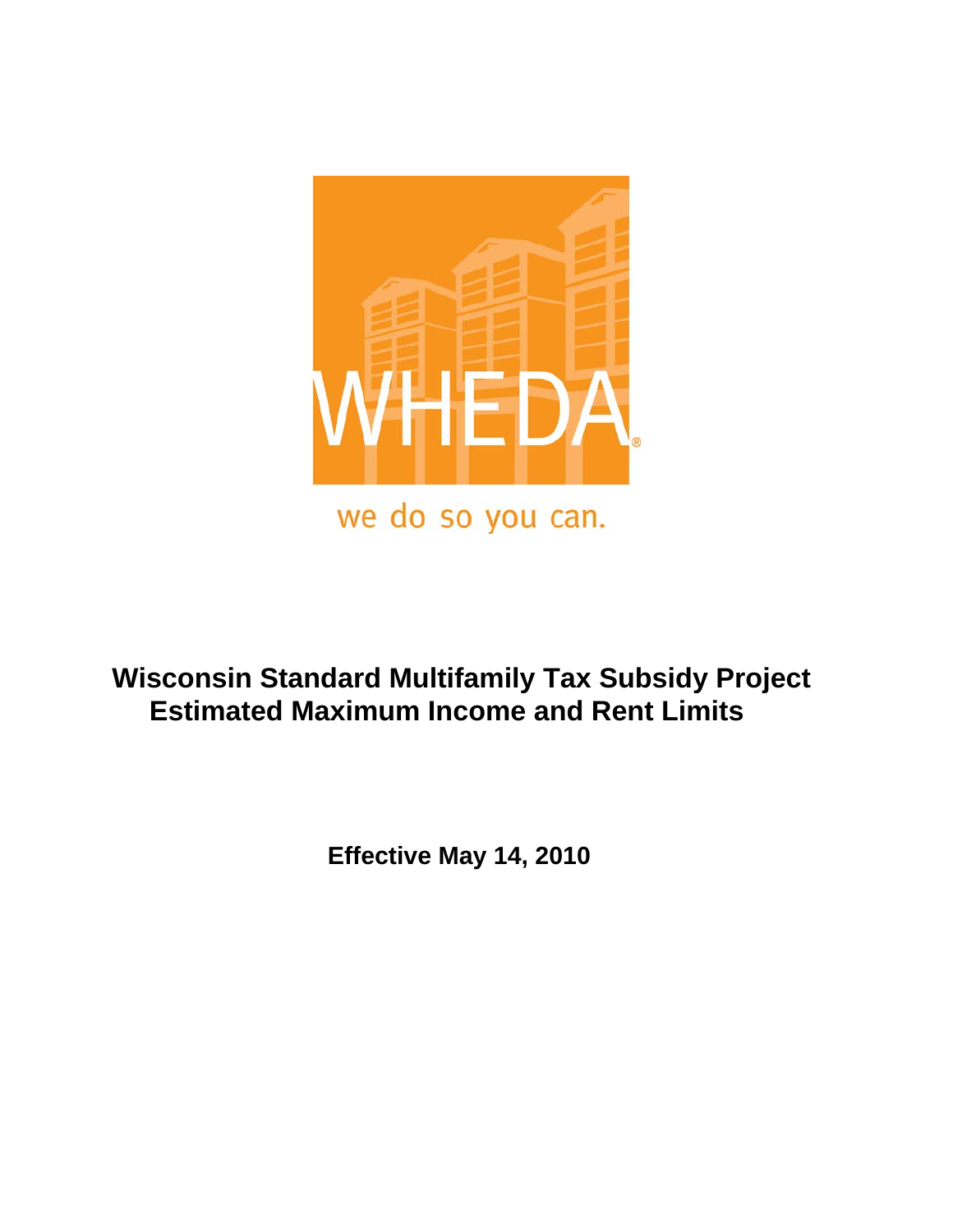WHEDA®

we do so you can.

# Wisconsin Standard Multifamily Tax Subsidy Project Estimated Maximum Income and Rent Limits

**Effective May 14, 2010**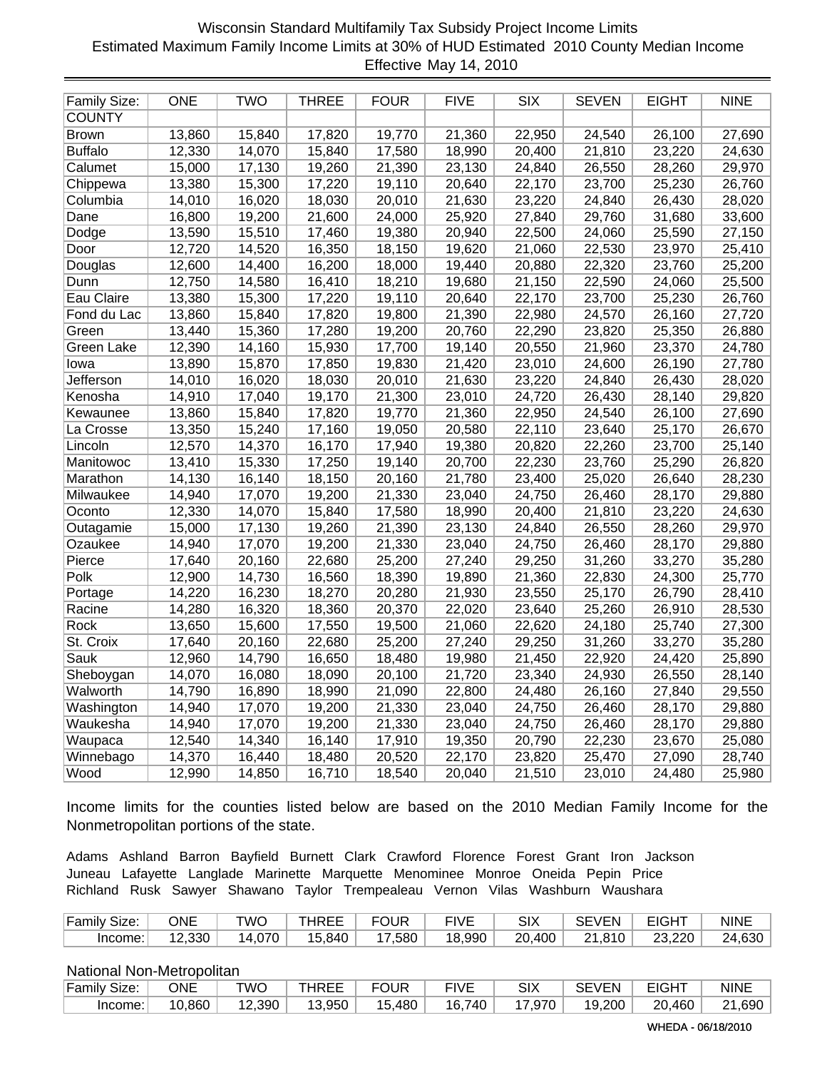Wisconsin Standard Multifamily Tax Subsidy Project Income Limits
Estimated Maximum Family Income Limits at 30% of HUD Estimated 2010 County Median Income
Effective May 14, 2010

| Family Size: | ONE | TWO | THREE | FOUR | FIVE | SIX | SEVEN | EIGHT | NINE |
|---|---|---|---|---|---|---|---|---|---|
| COUNTY | | | | | | | | | |
| Brown | 13,860 | 15,840 | 17,820 | 19,770 | 21,360 | 22,950 | 24,540 | 26,100 | 27,690 |
| Buffalo | 12,330 | 14,070 | 15,840 | 17,580 | 18,990 | 20,400 | 21,810 | 23,220 | 24,630 |
| Calumet | 15,000 | 17,130 | 19,260 | 21,390 | 23,130 | 24,840 | 26,550 | 28,260 | 29,970 |
| Chippewa | 13,380 | 15,300 | 17,220 | 19,110 | 20,640 | 22,170 | 23,700 | 25,230 | 26,760 |
| Columbia | 14,010 | 16,020 | 18,030 | 20,010 | 21,630 | 23,220 | 24,840 | 26,430 | 28,020 |
| Dane | 16,800 | 19,200 | 21,600 | 24,000 | 25,920 | 27,840 | 29,760 | 31,680 | 33,600 |
| Dodge | 13,590 | 15,510 | 17,460 | 19,380 | 20,940 | 22,500 | 24,060 | 25,590 | 27,150 |
| Door | 12,720 | 14,520 | 16,350 | 18,150 | 19,620 | 21,060 | 22,530 | 23,970 | 25,410 |
| Douglas | 12,600 | 14,400 | 16,200 | 18,000 | 19,440 | 20,880 | 22,320 | 23,760 | 25,200 |
| Dunn | 12,750 | 14,580 | 16,410 | 18,210 | 19,680 | 21,150 | 22,590 | 24,060 | 25,500 |
| Eau Claire | 13,380 | 15,300 | 17,220 | 19,110 | 20,640 | 22,170 | 23,700 | 25,230 | 26,760 |
| Fond du Lac | 13,860 | 15,840 | 17,820 | 19,800 | 21,390 | 22,980 | 24,570 | 26,160 | 27,720 |
| Green | 13,440 | 15,360 | 17,280 | 19,200 | 20,760 | 22,290 | 23,820 | 25,350 | 26,880 |
| Green Lake | 12,390 | 14,160 | 15,930 | 17,700 | 19,140 | 20,550 | 21,960 | 23,370 | 24,780 |
| Iowa | 13,890 | 15,870 | 17,850 | 19,830 | 21,420 | 23,010 | 24,600 | 26,190 | 27,780 |
| Jefferson | 14,010 | 16,020 | 18,030 | 20,010 | 21,630 | 23,220 | 24,840 | 26,430 | 28,020 |
| Kenosha | 14,910 | 17,040 | 19,170 | 21,300 | 23,010 | 24,720 | 26,430 | 28,140 | 29,820 |
| Kewaunee | 13,860 | 15,840 | 17,820 | 19,770 | 21,360 | 22,950 | 24,540 | 26,100 | 27,690 |
| La Crosse | 13,350 | 15,240 | 17,160 | 19,050 | 20,580 | 22,110 | 23,640 | 25,170 | 26,670 |
| Lincoln | 12,570 | 14,370 | 16,170 | 17,940 | 19,380 | 20,820 | 22,260 | 23,700 | 25,140 |
| Manitowoc | 13,410 | 15,330 | 17,250 | 19,140 | 20,700 | 22,230 | 23,760 | 25,290 | 26,820 |
| Marathon | 14,130 | 16,140 | 18,150 | 20,160 | 21,780 | 23,400 | 25,020 | 26,640 | 28,230 |
| Milwaukee | 14,940 | 17,070 | 19,200 | 21,330 | 23,040 | 24,750 | 26,460 | 28,170 | 29,880 |
| Oconto | 12,330 | 14,070 | 15,840 | 17,580 | 18,990 | 20,400 | 21,810 | 23,220 | 24,630 |
| Outagamie | 15,000 | 17,130 | 19,260 | 21,390 | 23,130 | 24,840 | 26,550 | 28,260 | 29,970 |
| Ozaukee | 14,940 | 17,070 | 19,200 | 21,330 | 23,040 | 24,750 | 26,460 | 28,170 | 29,880 |
| Pierce | 17,640 | 20,160 | 22,680 | 25,200 | 27,240 | 29,250 | 31,260 | 33,270 | 35,280 |
| Polk | 12,900 | 14,730 | 16,560 | 18,390 | 19,890 | 21,360 | 22,830 | 24,300 | 25,770 |
| Portage | 14,220 | 16,230 | 18,270 | 20,280 | 21,930 | 23,550 | 25,170 | 26,790 | 28,410 |
| Racine | 14,280 | 16,320 | 18,360 | 20,370 | 22,020 | 23,640 | 25,260 | 26,910 | 28,530 |
| Rock | 13,650 | 15,600 | 17,550 | 19,500 | 21,060 | 22,620 | 24,180 | 25,740 | 27,300 |
| St. Croix | 17,640 | 20,160 | 22,680 | 25,200 | 27,240 | 29,250 | 31,260 | 33,270 | 35,280 |
| Sauk | 12,960 | 14,790 | 16,650 | 18,480 | 19,980 | 21,450 | 22,920 | 24,420 | 25,890 |
| Sheboygan | 14,070 | 16,080 | 18,090 | 20,100 | 21,720 | 23,340 | 24,930 | 26,550 | 28,140 |
| Walworth | 14,790 | 16,890 | 18,990 | 21,090 | 22,800 | 24,480 | 26,160 | 27,840 | 29,550 |
| Washington | 14,940 | 17,070 | 19,200 | 21,330 | 23,040 | 24,750 | 26,460 | 28,170 | 29,880 |
| Waukesha | 14,940 | 17,070 | 19,200 | 21,330 | 23,040 | 24,750 | 26,460 | 28,170 | 29,880 |
| Waupaca | 12,540 | 14,340 | 16,140 | 17,910 | 19,350 | 20,790 | 22,230 | 23,670 | 25,080 |
| Winnebago | 14,370 | 16,440 | 18,480 | 20,520 | 22,170 | 23,820 | 25,470 | 27,090 | 28,740 |
| Wood | 12,990 | 14,850 | 16,710 | 18,540 | 20,040 | 21,510 | 23,010 | 24,480 | 25,980 |

Income limits for the counties listed below are based on the 2010 Median Family Income for the Nonmetropolitan portions of the state.

Adams Ashland Barron Bayfield Burnett Clark Crawford Florence Forest Grant Iron Jackson Juneau Lafayette Langlade Marinette Marquette Menominee Monroe Oneida Pepin Price Richland Rusk Sawyer Shawano Taylor Trempealeau Vernon Vilas Washburn Waushara

| Family Size: | ONE | TWO | THREE | FOUR | FIVE | SIX | SEVEN | EIGHT | NINE |
|---|---|---|---|---|---|---|---|---|---|
| Income: | 12,330 | 14,070 | 15,840 | 17,580 | 18,990 | 20,400 | 21,810 | 23,220 | 24,630 |

National Non-Metropolitan

| Family Size: | ONE | TWO | THREE | FOUR | FIVE | SIX | SEVEN | EIGHT | NINE |
|---|---|---|---|---|---|---|---|---|---|
| Income: | 10,860 | 12,390 | 13,950 | 15,480 | 16,740 | 17,970 | 19,200 | 20,460 | 21,690 |

WHEDA - 06/18/2010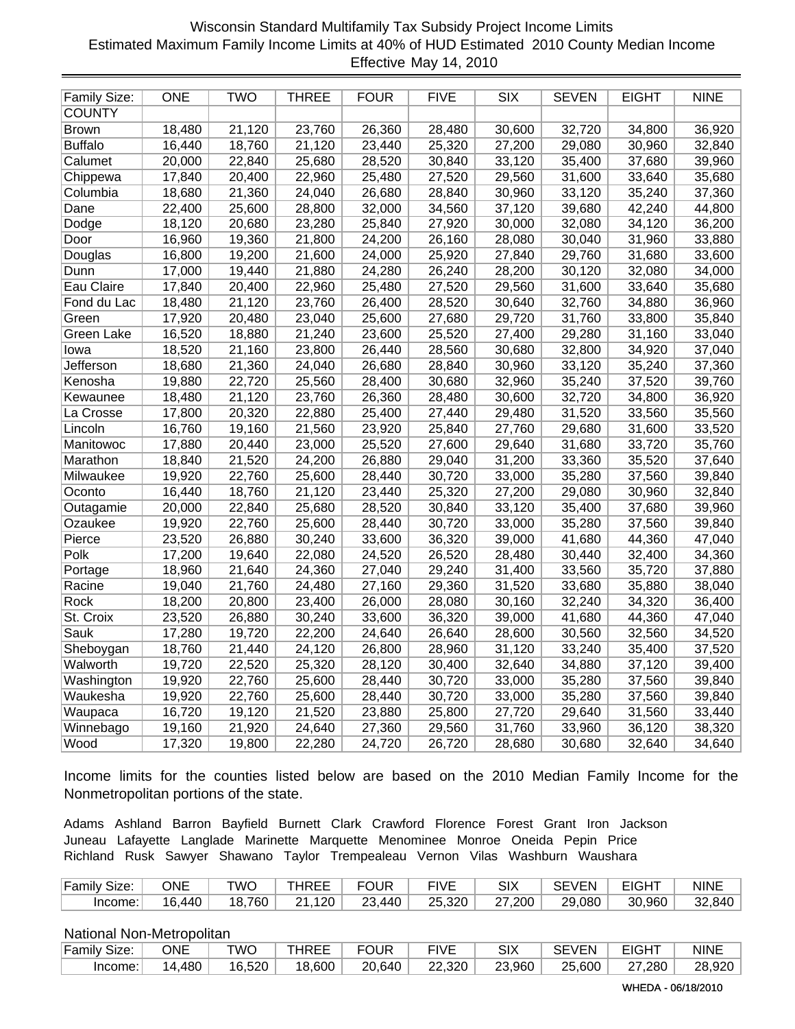# Wisconsin Standard Multifamily Tax Subsidy Project Income Limits

Estimated Maximum Family Income Limits at 40% of HUD Estimated 2010 County Median Income

Effective May 14, 2010

| Family Size: | ONE | TWO | THREE | FOUR | FIVE | SIX | SEVEN | EIGHT | NINE |
|---|---|---|---|---|---|---|---|---|---|
| COUNTY | | | | | | | | | |
| Brown | 18,480 | 21,120 | 23,760 | 26,360 | 28,480 | 30,600 | 32,720 | 34,800 | 36,920 |
| Buffalo | 16,440 | 18,760 | 21,120 | 23,440 | 25,320 | 27,200 | 29,080 | 30,960 | 32,840 |
| Calumet | 20,000 | 22,840 | 25,680 | 28,520 | 30,840 | 33,120 | 35,400 | 37,680 | 39,960 |
| Chippewa | 17,840 | 20,400 | 22,960 | 25,480 | 27,520 | 29,560 | 31,600 | 33,640 | 35,680 |
| Columbia | 18,680 | 21,360 | 24,040 | 26,680 | 28,840 | 30,960 | 33,120 | 35,240 | 37,360 |
| Dane | 22,400 | 25,600 | 28,800 | 32,000 | 34,560 | 37,120 | 39,680 | 42,240 | 44,800 |
| Dodge | 18,120 | 20,680 | 23,280 | 25,840 | 27,920 | 30,000 | 32,080 | 34,120 | 36,200 |
| Door | 16,960 | 19,360 | 21,800 | 24,200 | 26,160 | 28,080 | 30,040 | 31,960 | 33,880 |
| Douglas | 16,800 | 19,200 | 21,600 | 24,000 | 25,920 | 27,840 | 29,760 | 31,680 | 33,600 |
| Dunn | 17,000 | 19,440 | 21,880 | 24,280 | 26,240 | 28,200 | 30,120 | 32,080 | 34,000 |
| Eau Claire | 17,840 | 20,400 | 22,960 | 25,480 | 27,520 | 29,560 | 31,600 | 33,640 | 35,680 |
| Fond du Lac | 18,480 | 21,120 | 23,760 | 26,400 | 28,520 | 30,640 | 32,760 | 34,880 | 36,960 |
| Green | 17,920 | 20,480 | 23,040 | 25,600 | 27,680 | 29,720 | 31,760 | 33,800 | 35,840 |
| Green Lake | 16,520 | 18,880 | 21,240 | 23,600 | 25,520 | 27,400 | 29,280 | 31,160 | 33,040 |
| Iowa | 18,520 | 21,160 | 23,800 | 26,440 | 28,560 | 30,680 | 32,800 | 34,920 | 37,040 |
| Jefferson | 18,680 | 21,360 | 24,040 | 26,680 | 28,840 | 30,960 | 33,120 | 35,240 | 37,360 |
| Kenosha | 19,880 | 22,720 | 25,560 | 28,400 | 30,680 | 32,960 | 35,240 | 37,520 | 39,760 |
| Kewaunee | 18,480 | 21,120 | 23,760 | 26,360 | 28,480 | 30,600 | 32,720 | 34,800 | 36,920 |
| La Crosse | 17,800 | 20,320 | 22,880 | 25,400 | 27,440 | 29,480 | 31,520 | 33,560 | 35,560 |
| Lincoln | 16,760 | 19,160 | 21,560 | 23,920 | 25,840 | 27,760 | 29,680 | 31,600 | 33,520 |
| Manitowoc | 17,880 | 20,440 | 23,000 | 25,520 | 27,600 | 29,640 | 31,680 | 33,720 | 35,760 |
| Marathon | 18,840 | 21,520 | 24,200 | 26,880 | 29,040 | 31,200 | 33,360 | 35,520 | 37,640 |
| Milwaukee | 19,920 | 22,760 | 25,600 | 28,440 | 30,720 | 33,000 | 35,280 | 37,560 | 39,840 |
| Oconto | 16,440 | 18,760 | 21,120 | 23,440 | 25,320 | 27,200 | 29,080 | 30,960 | 32,840 |
| Outagamie | 20,000 | 22,840 | 25,680 | 28,520 | 30,840 | 33,120 | 35,400 | 37,680 | 39,960 |
| Ozaukee | 19,920 | 22,760 | 25,600 | 28,440 | 30,720 | 33,000 | 35,280 | 37,560 | 39,840 |
| Pierce | 23,520 | 26,880 | 30,240 | 33,600 | 36,320 | 39,000 | 41,680 | 44,360 | 47,040 |
| Polk | 17,200 | 19,640 | 22,080 | 24,520 | 26,520 | 28,480 | 30,440 | 32,400 | 34,360 |
| Portage | 18,960 | 21,640 | 24,360 | 27,040 | 29,240 | 31,400 | 33,560 | 35,720 | 37,880 |
| Racine | 19,040 | 21,760 | 24,480 | 27,160 | 29,360 | 31,520 | 33,680 | 35,880 | 38,040 |
| Rock | 18,200 | 20,800 | 23,400 | 26,000 | 28,080 | 30,160 | 32,240 | 34,320 | 36,400 |
| St. Croix | 23,520 | 26,880 | 30,240 | 33,600 | 36,320 | 39,000 | 41,680 | 44,360 | 47,040 |
| Sauk | 17,280 | 19,720 | 22,200 | 24,640 | 26,640 | 28,600 | 30,560 | 32,560 | 34,520 |
| Sheboygan | 18,760 | 21,440 | 24,120 | 26,800 | 28,960 | 31,120 | 33,240 | 35,400 | 37,520 |
| Walworth | 19,720 | 22,520 | 25,320 | 28,120 | 30,400 | 32,640 | 34,880 | 37,120 | 39,400 |
| Washington | 19,920 | 22,760 | 25,600 | 28,440 | 30,720 | 33,000 | 35,280 | 37,560 | 39,840 |
| Waukesha | 19,920 | 22,760 | 25,600 | 28,440 | 30,720 | 33,000 | 35,280 | 37,560 | 39,840 |
| Waupaca | 16,720 | 19,120 | 21,520 | 23,880 | 25,800 | 27,720 | 29,640 | 31,560 | 33,440 |
| Winnebago | 19,160 | 21,920 | 24,640 | 27,360 | 29,560 | 31,760 | 33,960 | 36,120 | 38,320 |
| Wood | 17,320 | 19,800 | 22,280 | 24,720 | 26,720 | 28,680 | 30,680 | 32,640 | 34,640 |

Income limits for the counties listed below are based on the 2010 Median Family Income for the Nonmetropolitan portions of the state.

Adams Ashland Barron Bayfield Burnett Clark Crawford Florence Forest Grant Iron Jackson Juneau Lafayette Langlade Marinette Marquette Menominee Monroe Oneida Pepin Price Richland Rusk Sawyer Shawano Taylor Trempealeau Vernon Vilas Washburn Waushara

| Family Size: | ONE | TWO | THREE | FOUR | FIVE | SIX | SEVEN | EIGHT | NINE |
|---|---|---|---|---|---|---|---|---|---|
| Income: | 16,440 | 18,760 | 21,120 | 23,440 | 25,320 | 27,200 | 29,080 | 30,960 | 32,840 |

National Non-Metropolitan

| Family Size: | ONE | TWO | THREE | FOUR | FIVE | SIX | SEVEN | EIGHT | NINE |
|---|---|---|---|---|---|---|---|---|---|
| Income: | 14,480 | 16,520 | 18,600 | 20,640 | 22,320 | 23,960 | 25,600 | 27,280 | 28,920 |

WHEDA - 06/18/2010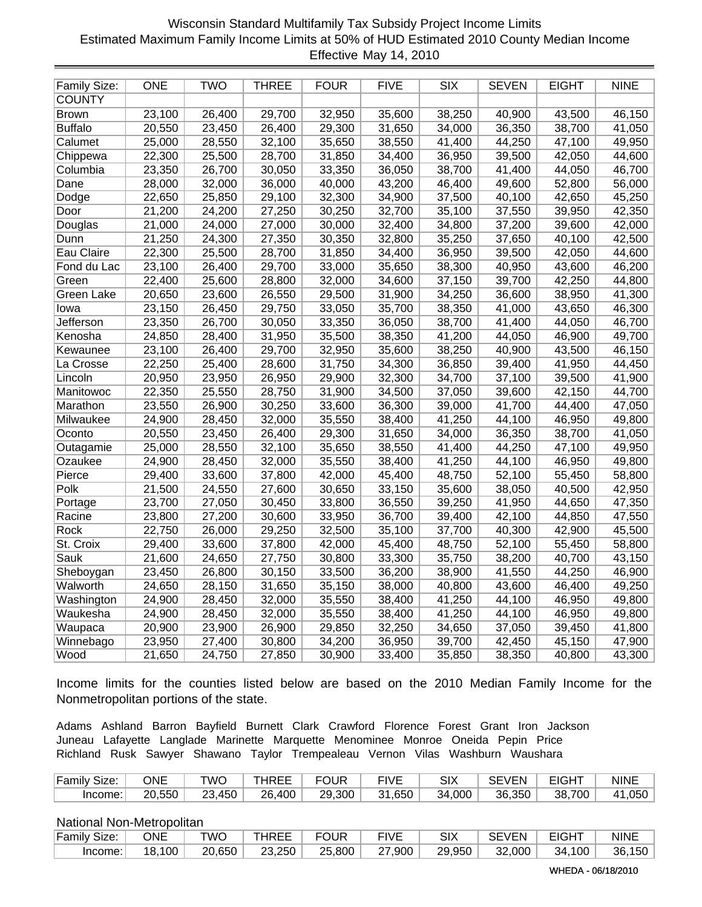# Wisconsin Standard Multifamily Tax Subsidy Project Income Limits
## Estimated Maximum Family Income Limits at 50% of HUD Estimated 2010 County Median Income
### Effective May 14, 2010

| Family Size: | ONE | TWO | THREE | FOUR | FIVE | SIX | SEVEN | EIGHT | NINE |
|---|---|---|---|---|---|---|---|---|---|
| COUNTY | | | | | | | | | |
| Brown | 23,100 | 26,400 | 29,700 | 32,950 | 35,600 | 38,250 | 40,900 | 43,500 | 46,150 |
| Buffalo | 20,550 | 23,450 | 26,400 | 29,300 | 31,650 | 34,000 | 36,350 | 38,700 | 41,050 |
| Calumet | 25,000 | 28,550 | 32,100 | 35,650 | 38,550 | 41,400 | 44,250 | 47,100 | 49,950 |
| Chippewa | 22,300 | 25,500 | 28,700 | 31,850 | 34,400 | 36,950 | 39,500 | 42,050 | 44,600 |
| Columbia | 23,350 | 26,700 | 30,050 | 33,350 | 36,050 | 38,700 | 41,400 | 44,050 | 46,700 |
| Dane | 28,000 | 32,000 | 36,000 | 40,000 | 43,200 | 46,400 | 49,600 | 52,800 | 56,000 |
| Dodge | 22,650 | 25,850 | 29,100 | 32,300 | 34,900 | 37,500 | 40,100 | 42,650 | 45,250 |
| Door | 21,200 | 24,200 | 27,250 | 30,250 | 32,700 | 35,100 | 37,550 | 39,950 | 42,350 |
| Douglas | 21,000 | 24,000 | 27,000 | 30,000 | 32,400 | 34,800 | 37,200 | 39,600 | 42,000 |
| Dunn | 21,250 | 24,300 | 27,350 | 30,350 | 32,800 | 35,250 | 37,650 | 40,100 | 42,500 |
| Eau Claire | 22,300 | 25,500 | 28,700 | 31,850 | 34,400 | 36,950 | 39,500 | 42,050 | 44,600 |
| Fond du Lac | 23,100 | 26,400 | 29,700 | 33,000 | 35,650 | 38,300 | 40,950 | 43,600 | 46,200 |
| Green | 22,400 | 25,600 | 28,800 | 32,000 | 34,600 | 37,150 | 39,700 | 42,250 | 44,800 |
| Green Lake | 20,650 | 23,600 | 26,550 | 29,500 | 31,900 | 34,250 | 36,600 | 38,950 | 41,300 |
| Iowa | 23,150 | 26,450 | 29,750 | 33,050 | 35,700 | 38,350 | 41,000 | 43,650 | 46,300 |
| Jefferson | 23,350 | 26,700 | 30,050 | 33,350 | 36,050 | 38,700 | 41,400 | 44,050 | 46,700 |
| Kenosha | 24,850 | 28,400 | 31,950 | 35,500 | 38,350 | 41,200 | 44,050 | 46,900 | 49,700 |
| Kewaunee | 23,100 | 26,400 | 29,700 | 32,950 | 35,600 | 38,250 | 40,900 | 43,500 | 46,150 |
| La Crosse | 22,250 | 25,400 | 28,600 | 31,750 | 34,300 | 36,850 | 39,400 | 41,950 | 44,450 |
| Lincoln | 20,950 | 23,950 | 26,950 | 29,900 | 32,300 | 34,700 | 37,100 | 39,500 | 41,900 |
| Manitowoc | 22,350 | 25,550 | 28,750 | 31,900 | 34,500 | 37,050 | 39,600 | 42,150 | 44,700 |
| Marathon | 23,550 | 26,900 | 30,250 | 33,600 | 36,300 | 39,000 | 41,700 | 44,400 | 47,050 |
| Milwaukee | 24,900 | 28,450 | 32,000 | 35,550 | 38,400 | 41,250 | 44,100 | 46,950 | 49,800 |
| Oconto | 20,550 | 23,450 | 26,400 | 29,300 | 31,650 | 34,000 | 36,350 | 38,700 | 41,050 |
| Outagamie | 25,000 | 28,550 | 32,100 | 35,650 | 38,550 | 41,400 | 44,250 | 47,100 | 49,950 |
| Ozaukee | 24,900 | 28,450 | 32,000 | 35,550 | 38,400 | 41,250 | 44,100 | 46,950 | 49,800 |
| Pierce | 29,400 | 33,600 | 37,800 | 42,000 | 45,400 | 48,750 | 52,100 | 55,450 | 58,800 |
| Polk | 21,500 | 24,550 | 27,600 | 30,650 | 33,150 | 35,600 | 38,050 | 40,500 | 42,950 |
| Portage | 23,700 | 27,050 | 30,450 | 33,800 | 36,550 | 39,250 | 41,950 | 44,650 | 47,350 |
| Racine | 23,800 | 27,200 | 30,600 | 33,950 | 36,700 | 39,400 | 42,100 | 44,850 | 47,550 |
| Rock | 22,750 | 26,000 | 29,250 | 32,500 | 35,100 | 37,700 | 40,300 | 42,900 | 45,500 |
| St. Croix | 29,400 | 33,600 | 37,800 | 42,000 | 45,400 | 48,750 | 52,100 | 55,450 | 58,800 |
| Sauk | 21,600 | 24,650 | 27,750 | 30,800 | 33,300 | 35,750 | 38,200 | 40,700 | 43,150 |
| Sheboygan | 23,450 | 26,800 | 30,150 | 33,500 | 36,200 | 38,900 | 41,550 | 44,250 | 46,900 |
| Walworth | 24,650 | 28,150 | 31,650 | 35,150 | 38,000 | 40,800 | 43,600 | 46,400 | 49,250 |
| Washington | 24,900 | 28,450 | 32,000 | 35,550 | 38,400 | 41,250 | 44,100 | 46,950 | 49,800 |
| Waukesha | 24,900 | 28,450 | 32,000 | 35,550 | 38,400 | 41,250 | 44,100 | 46,950 | 49,800 |
| Waupaca | 20,900 | 23,900 | 26,900 | 29,850 | 32,250 | 34,650 | 37,050 | 39,450 | 41,800 |
| Winnebago | 23,950 | 27,400 | 30,800 | 34,200 | 36,950 | 39,700 | 42,450 | 45,150 | 47,900 |
| Wood | 21,650 | 24,750 | 27,850 | 30,900 | 33,400 | 35,850 | 38,350 | 40,800 | 43,300 |

Income limits for the counties listed below are based on the 2010 Median Family Income for the Nonmetropolitan portions of the state.

Adams Ashland Barron Bayfield Burnett Clark Crawford Florence Forest Grant Iron Jackson Juneau Lafayette Langlade Marinette Marquette Menominee Monroe Oneida Pepin Price Richland Rusk Sawyer Shawano Taylor Trempealeau Vernon Vilas Washburn Waushara

| Family Size: | ONE | TWO | THREE | FOUR | FIVE | SIX | SEVEN | EIGHT | NINE |
|---|---|---|---|---|---|---|---|---|---|
| Income: | 20,550 | 23,450 | 26,400 | 29,300 | 31,650 | 34,000 | 36,350 | 38,700 | 41,050 |

National Non-Metropolitan

| Family Size: | ONE | TWO | THREE | FOUR | FIVE | SIX | SEVEN | EIGHT | NINE |
|---|---|---|---|---|---|---|---|---|---|
| Income: | 18,100 | 20,650 | 23,250 | 25,800 | 27,900 | 29,950 | 32,000 | 34,100 | 36,150 |

WHEDA - 06/18/2010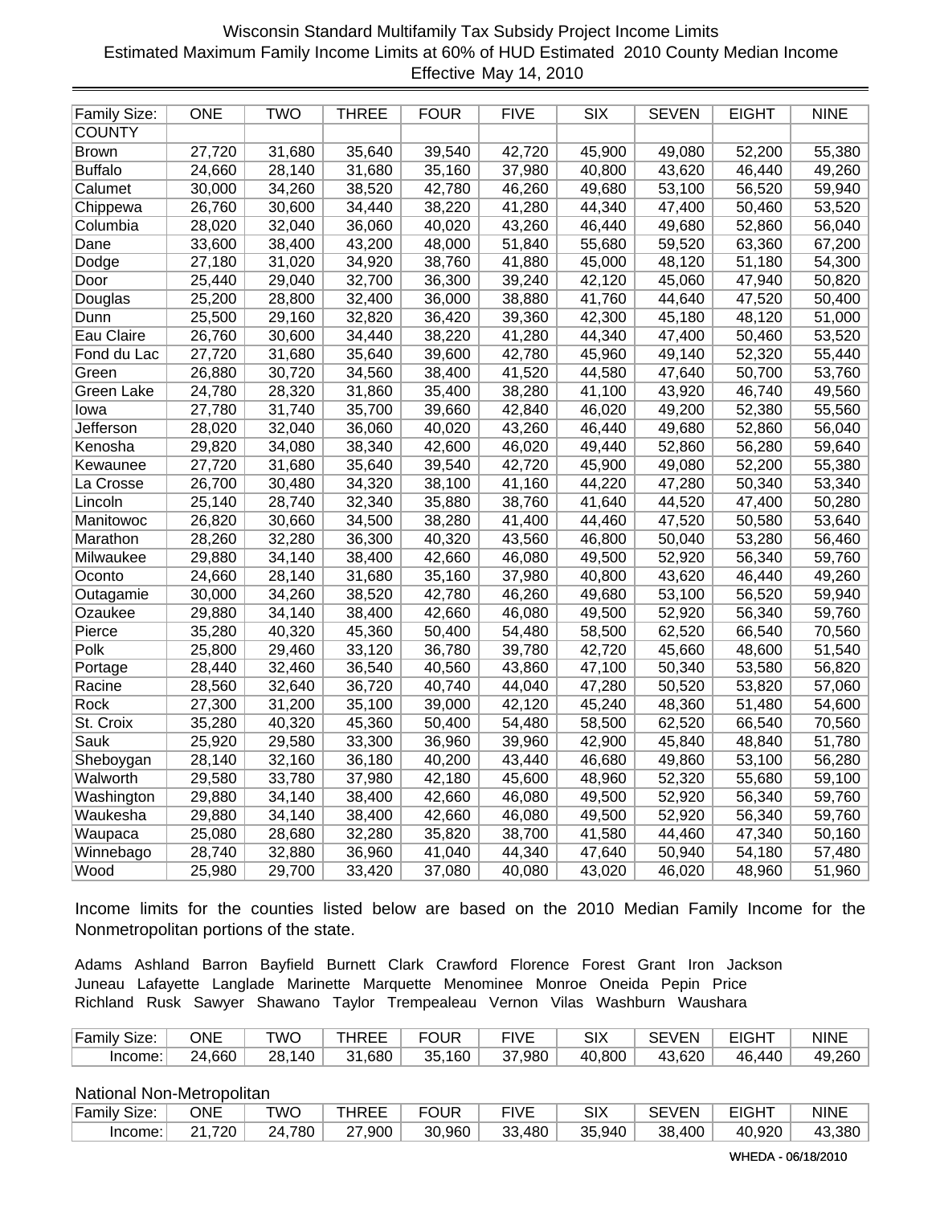Wisconsin Standard Multifamily Tax Subsidy Project Income Limits
Estimated Maximum Family Income Limits at 60% of HUD Estimated 2010 County Median Income
Effective May 14, 2010

| Family Size: | ONE | TWO | THREE | FOUR | FIVE | SIX | SEVEN | EIGHT | NINE |
|---|---|---|---|---|---|---|---|---|---|
| COUNTY | | | | | | | | | |
| Brown | 27,720 | 31,680 | 35,640 | 39,540 | 42,720 | 45,900 | 49,080 | 52,200 | 55,380 |
| Buffalo | 24,660 | 28,140 | 31,680 | 35,160 | 37,980 | 40,800 | 43,620 | 46,440 | 49,260 |
| Calumet | 30,000 | 34,260 | 38,520 | 42,780 | 46,260 | 49,680 | 53,100 | 56,520 | 59,940 |
| Chippewa | 26,760 | 30,600 | 34,440 | 38,220 | 41,280 | 44,340 | 47,400 | 50,460 | 53,520 |
| Columbia | 28,020 | 32,040 | 36,060 | 40,020 | 43,260 | 46,440 | 49,680 | 52,860 | 56,040 |
| Dane | 33,600 | 38,400 | 43,200 | 48,000 | 51,840 | 55,680 | 59,520 | 63,360 | 67,200 |
| Dodge | 27,180 | 31,020 | 34,920 | 38,760 | 41,880 | 45,000 | 48,120 | 51,180 | 54,300 |
| Door | 25,440 | 29,040 | 32,700 | 36,300 | 39,240 | 42,120 | 45,060 | 47,940 | 50,820 |
| Douglas | 25,200 | 28,800 | 32,400 | 36,000 | 38,880 | 41,760 | 44,640 | 47,520 | 50,400 |
| Dunn | 25,500 | 29,160 | 32,820 | 36,420 | 39,360 | 42,300 | 45,180 | 48,120 | 51,000 |
| Eau Claire | 26,760 | 30,600 | 34,440 | 38,220 | 41,280 | 44,340 | 47,400 | 50,460 | 53,520 |
| Fond du Lac | 27,720 | 31,680 | 35,640 | 39,600 | 42,780 | 45,960 | 49,140 | 52,320 | 55,440 |
| Green | 26,880 | 30,720 | 34,560 | 38,400 | 41,520 | 44,580 | 47,640 | 50,700 | 53,760 |
| Green Lake | 24,780 | 28,320 | 31,860 | 35,400 | 38,280 | 41,100 | 43,920 | 46,740 | 49,560 |
| Iowa | 27,780 | 31,740 | 35,700 | 39,660 | 42,840 | 46,020 | 49,200 | 52,380 | 55,560 |
| Jefferson | 28,020 | 32,040 | 36,060 | 40,020 | 43,260 | 46,440 | 49,680 | 52,860 | 56,040 |
| Kenosha | 29,820 | 34,080 | 38,340 | 42,600 | 46,020 | 49,440 | 52,860 | 56,280 | 59,640 |
| Kewaunee | 27,720 | 31,680 | 35,640 | 39,540 | 42,720 | 45,900 | 49,080 | 52,200 | 55,380 |
| La Crosse | 26,700 | 30,480 | 34,320 | 38,100 | 41,160 | 44,220 | 47,280 | 50,340 | 53,340 |
| Lincoln | 25,140 | 28,740 | 32,340 | 35,880 | 38,760 | 41,640 | 44,520 | 47,400 | 50,280 |
| Manitowoc | 26,820 | 30,660 | 34,500 | 38,280 | 41,400 | 44,460 | 47,520 | 50,580 | 53,640 |
| Marathon | 28,260 | 32,280 | 36,300 | 40,320 | 43,560 | 46,800 | 50,040 | 53,280 | 56,460 |
| Milwaukee | 29,880 | 34,140 | 38,400 | 42,660 | 46,080 | 49,500 | 52,920 | 56,340 | 59,760 |
| Oconto | 24,660 | 28,140 | 31,680 | 35,160 | 37,980 | 40,800 | 43,620 | 46,440 | 49,260 |
| Outagamie | 30,000 | 34,260 | 38,520 | 42,780 | 46,260 | 49,680 | 53,100 | 56,520 | 59,940 |
| Ozaukee | 29,880 | 34,140 | 38,400 | 42,660 | 46,080 | 49,500 | 52,920 | 56,340 | 59,760 |
| Pierce | 35,280 | 40,320 | 45,360 | 50,400 | 54,480 | 58,500 | 62,520 | 66,540 | 70,560 |
| Polk | 25,800 | 29,460 | 33,120 | 36,780 | 39,780 | 42,720 | 45,660 | 48,600 | 51,540 |
| Portage | 28,440 | 32,460 | 36,540 | 40,560 | 43,860 | 47,100 | 50,340 | 53,580 | 56,820 |
| Racine | 28,560 | 32,640 | 36,720 | 40,740 | 44,040 | 47,280 | 50,520 | 53,820 | 57,060 |
| Rock | 27,300 | 31,200 | 35,100 | 39,000 | 42,120 | 45,240 | 48,360 | 51,480 | 54,600 |
| St. Croix | 35,280 | 40,320 | 45,360 | 50,400 | 54,480 | 58,500 | 62,520 | 66,540 | 70,560 |
| Sauk | 25,920 | 29,580 | 33,300 | 36,960 | 39,960 | 42,900 | 45,840 | 48,840 | 51,780 |
| Sheboygan | 28,140 | 32,160 | 36,180 | 40,200 | 43,440 | 46,680 | 49,860 | 53,100 | 56,280 |
| Walworth | 29,580 | 33,780 | 37,980 | 42,180 | 45,600 | 48,960 | 52,320 | 55,680 | 59,100 |
| Washington | 29,880 | 34,140 | 38,400 | 42,660 | 46,080 | 49,500 | 52,920 | 56,340 | 59,760 |
| Waukesha | 29,880 | 34,140 | 38,400 | 42,660 | 46,080 | 49,500 | 52,920 | 56,340 | 59,760 |
| Waupaca | 25,080 | 28,680 | 32,280 | 35,820 | 38,700 | 41,580 | 44,460 | 47,340 | 50,160 |
| Winnebago | 28,740 | 32,880 | 36,960 | 41,040 | 44,340 | 47,640 | 50,940 | 54,180 | 57,480 |
| Wood | 25,980 | 29,700 | 33,420 | 37,080 | 40,080 | 43,020 | 46,020 | 48,960 | 51,960 |

Income limits for the counties listed below are based on the 2010 Median Family Income for the Nonmetropolitan portions of the state.

Adams Ashland Barron Bayfield Burnett Clark Crawford Florence Forest Grant Iron Jackson Juneau Lafayette Langlade Marinette Marquette Menominee Monroe Oneida Pepin Price Richland Rusk Sawyer Shawano Taylor Trempealeau Vernon Vilas Washburn Waushara

| Family Size: | ONE | TWO | THREE | FOUR | FIVE | SIX | SEVEN | EIGHT | NINE |
|---|---|---|---|---|---|---|---|---|---|
| Income: | 24,660 | 28,140 | 31,680 | 35,160 | 37,980 | 40,800 | 43,620 | 46,440 | 49,260 |

National Non-Metropolitan

| Family Size: | ONE | TWO | THREE | FOUR | FIVE | SIX | SEVEN | EIGHT | NINE |
|---|---|---|---|---|---|---|---|---|---|
| Income: | 21,720 | 24,780 | 27,900 | 30,960 | 33,480 | 35,940 | 38,400 | 40,920 | 43,380 |

WHEDA - 06/18/2010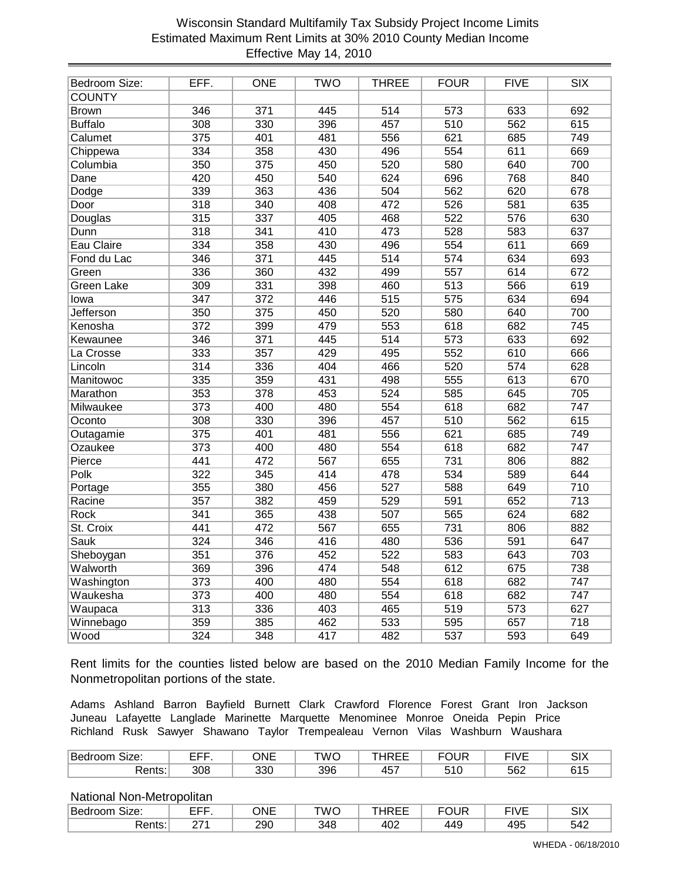# Wisconsin Standard Multifamily Tax Subsidy Project Income Limits
## Estimated Maximum Rent Limits at 30% 2010 County Median Income
### Effective May 14, 2010

| Bedroom Size: | EFF. | ONE | TWO | THREE | FOUR | FIVE | SIX |
|---|---|---|---|---|---|---|---|
| COUNTY | | | | | | | |
| Brown | 346 | 371 | 445 | 514 | 573 | 633 | 692 |
| Buffalo | 308 | 330 | 396 | 457 | 510 | 562 | 615 |
| Calumet | 375 | 401 | 481 | 556 | 621 | 685 | 749 |
| Chippewa | 334 | 358 | 430 | 496 | 554 | 611 | 669 |
| Columbia | 350 | 375 | 450 | 520 | 580 | 640 | 700 |
| Dane | 420 | 450 | 540 | 624 | 696 | 768 | 840 |
| Dodge | 339 | 363 | 436 | 504 | 562 | 620 | 678 |
| Door | 318 | 340 | 408 | 472 | 526 | 581 | 635 |
| Douglas | 315 | 337 | 405 | 468 | 522 | 576 | 630 |
| Dunn | 318 | 341 | 410 | 473 | 528 | 583 | 637 |
| Eau Claire | 334 | 358 | 430 | 496 | 554 | 611 | 669 |
| Fond du Lac | 346 | 371 | 445 | 514 | 574 | 634 | 693 |
| Green | 336 | 360 | 432 | 499 | 557 | 614 | 672 |
| Green Lake | 309 | 331 | 398 | 460 | 513 | 566 | 619 |
| Iowa | 347 | 372 | 446 | 515 | 575 | 634 | 694 |
| Jefferson | 350 | 375 | 450 | 520 | 580 | 640 | 700 |
| Kenosha | 372 | 399 | 479 | 553 | 618 | 682 | 745 |
| Kewaunee | 346 | 371 | 445 | 514 | 573 | 633 | 692 |
| La Crosse | 333 | 357 | 429 | 495 | 552 | 610 | 666 |
| Lincoln | 314 | 336 | 404 | 466 | 520 | 574 | 628 |
| Manitowoc | 335 | 359 | 431 | 498 | 555 | 613 | 670 |
| Marathon | 353 | 378 | 453 | 524 | 585 | 645 | 705 |
| Milwaukee | 373 | 400 | 480 | 554 | 618 | 682 | 747 |
| Oconto | 308 | 330 | 396 | 457 | 510 | 562 | 615 |
| Outagamie | 375 | 401 | 481 | 556 | 621 | 685 | 749 |
| Ozaukee | 373 | 400 | 480 | 554 | 618 | 682 | 747 |
| Pierce | 441 | 472 | 567 | 655 | 731 | 806 | 882 |
| Polk | 322 | 345 | 414 | 478 | 534 | 589 | 644 |
| Portage | 355 | 380 | 456 | 527 | 588 | 649 | 710 |
| Racine | 357 | 382 | 459 | 529 | 591 | 652 | 713 |
| Rock | 341 | 365 | 438 | 507 | 565 | 624 | 682 |
| St. Croix | 441 | 472 | 567 | 655 | 731 | 806 | 882 |
| Sauk | 324 | 346 | 416 | 480 | 536 | 591 | 647 |
| Sheboygan | 351 | 376 | 452 | 522 | 583 | 643 | 703 |
| Walworth | 369 | 396 | 474 | 548 | 612 | 675 | 738 |
| Washington | 373 | 400 | 480 | 554 | 618 | 682 | 747 |
| Waukesha | 373 | 400 | 480 | 554 | 618 | 682 | 747 |
| Waupaca | 313 | 336 | 403 | 465 | 519 | 573 | 627 |
| Winnebago | 359 | 385 | 462 | 533 | 595 | 657 | 718 |
| Wood | 324 | 348 | 417 | 482 | 537 | 593 | 649 |

Rent limits for the counties listed below are based on the 2010 Median Family Income for the Nonmetropolitan portions of the state.

Adams Ashland Barron Bayfield Burnett Clark Crawford Florence Forest Grant Iron Jackson Juneau Lafayette Langlade Marinette Marquette Menominee Monroe Oneida Pepin Price Richland Rusk Sawyer Shawano Taylor Trempealeau Vernon Vilas Washburn Waushara

| Bedroom Size: | EFF. | ONE | TWO | THREE | FOUR | FIVE | SIX |
|---|---|---|---|---|---|---|---|
| Rents: | 308 | 330 | 396 | 457 | 510 | 562 | 615 |

National Non-Metropolitan

| Bedroom Size: | EFF. | ONE | TWO | THREE | FOUR | FIVE | SIX |
|---|---|---|---|---|---|---|---|
| Rents: | 271 | 290 | 348 | 402 | 449 | 495 | 542 |

WHEDA - 06/18/2010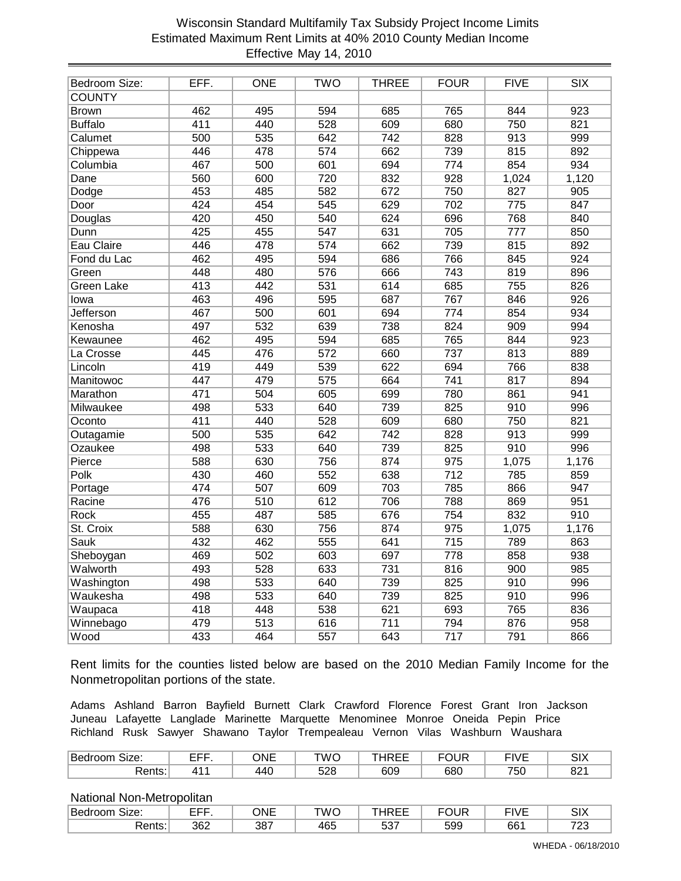# Wisconsin Standard Multifamily Tax Subsidy Project Income Limits
## Estimated Maximum Rent Limits at 40% 2010 County Median Income
### Effective May 14, 2010

| Bedroom Size: | EFF. | ONE | TWO | THREE | FOUR | FIVE | SIX |
|---|---|---|---|---|---|---|---|
| COUNTY | | | | | | | |
| Brown | 462 | 495 | 594 | 685 | 765 | 844 | 923 |
| Buffalo | 411 | 440 | 528 | 609 | 680 | 750 | 821 |
| Calumet | 500 | 535 | 642 | 742 | 828 | 913 | 999 |
| Chippewa | 446 | 478 | 574 | 662 | 739 | 815 | 892 |
| Columbia | 467 | 500 | 601 | 694 | 774 | 854 | 934 |
| Dane | 560 | 600 | 720 | 832 | 928 | 1,024 | 1,120 |
| Dodge | 453 | 485 | 582 | 672 | 750 | 827 | 905 |
| Door | 424 | 454 | 545 | 629 | 702 | 775 | 847 |
| Douglas | 420 | 450 | 540 | 624 | 696 | 768 | 840 |
| Dunn | 425 | 455 | 547 | 631 | 705 | 777 | 850 |
| Eau Claire | 446 | 478 | 574 | 662 | 739 | 815 | 892 |
| Fond du Lac | 462 | 495 | 594 | 686 | 766 | 845 | 924 |
| Green | 448 | 480 | 576 | 666 | 743 | 819 | 896 |
| Green Lake | 413 | 442 | 531 | 614 | 685 | 755 | 826 |
| Iowa | 463 | 496 | 595 | 687 | 767 | 846 | 926 |
| Jefferson | 467 | 500 | 601 | 694 | 774 | 854 | 934 |
| Kenosha | 497 | 532 | 639 | 738 | 824 | 909 | 994 |
| Kewaunee | 462 | 495 | 594 | 685 | 765 | 844 | 923 |
| La Crosse | 445 | 476 | 572 | 660 | 737 | 813 | 889 |
| Lincoln | 419 | 449 | 539 | 622 | 694 | 766 | 838 |
| Manitowoc | 447 | 479 | 575 | 664 | 741 | 817 | 894 |
| Marathon | 471 | 504 | 605 | 699 | 780 | 861 | 941 |
| Milwaukee | 498 | 533 | 640 | 739 | 825 | 910 | 996 |
| Oconto | 411 | 440 | 528 | 609 | 680 | 750 | 821 |
| Outagamie | 500 | 535 | 642 | 742 | 828 | 913 | 999 |
| Ozaukee | 498 | 533 | 640 | 739 | 825 | 910 | 996 |
| Pierce | 588 | 630 | 756 | 874 | 975 | 1,075 | 1,176 |
| Polk | 430 | 460 | 552 | 638 | 712 | 785 | 859 |
| Portage | 474 | 507 | 609 | 703 | 785 | 866 | 947 |
| Racine | 476 | 510 | 612 | 706 | 788 | 869 | 951 |
| Rock | 455 | 487 | 585 | 676 | 754 | 832 | 910 |
| St. Croix | 588 | 630 | 756 | 874 | 975 | 1,075 | 1,176 |
| Sauk | 432 | 462 | 555 | 641 | 715 | 789 | 863 |
| Sheboygan | 469 | 502 | 603 | 697 | 778 | 858 | 938 |
| Walworth | 493 | 528 | 633 | 731 | 816 | 900 | 985 |
| Washington | 498 | 533 | 640 | 739 | 825 | 910 | 996 |
| Waukesha | 498 | 533 | 640 | 739 | 825 | 910 | 996 |
| Waupaca | 418 | 448 | 538 | 621 | 693 | 765 | 836 |
| Winnebago | 479 | 513 | 616 | 711 | 794 | 876 | 958 |
| Wood | 433 | 464 | 557 | 643 | 717 | 791 | 866 |

Rent limits for the counties listed below are based on the 2010 Median Family Income for the Nonmetropolitan portions of the state.

Adams Ashland Barron Bayfield Burnett Clark Crawford Florence Forest Grant Iron Jackson Juneau Lafayette Langlade Marinette Marquette Menominee Monroe Oneida Pepin Price Richland Rusk Sawyer Shawano Taylor Trempealeau Vernon Vilas Washburn Waushara

| Bedroom Size: | EFF. | ONE | TWO | THREE | FOUR | FIVE | SIX |
|---|---|---|---|---|---|---|---|
| Rents: | 411 | 440 | 528 | 609 | 680 | 750 | 821 |

National Non-Metropolitan

| Bedroom Size: | EFF. | ONE | TWO | THREE | FOUR | FIVE | SIX |
|---|---|---|---|---|---|---|---|
| Rents: | 362 | 387 | 465 | 537 | 599 | 661 | 723 |

WHEDA - 06/18/2010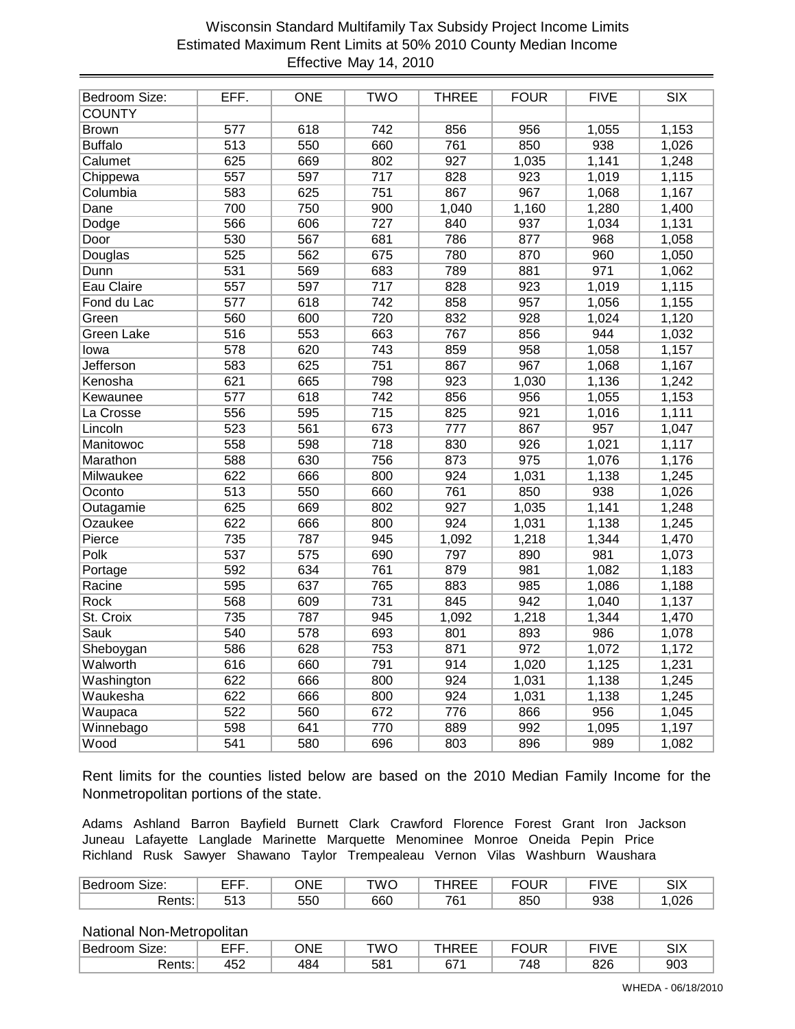# Wisconsin Standard Multifamily Tax Subsidy Project Income Limits
## Estimated Maximum Rent Limits at 50% 2010 County Median Income
### Effective May 14, 2010

| Bedroom Size: | EFF. | ONE | TWO | THREE | FOUR | FIVE | SIX |
|---|---|---|---|---|---|---|---|
| COUNTY | | | | | | | |
| Brown | 577 | 618 | 742 | 856 | 956 | 1,055 | 1,153 |
| Buffalo | 513 | 550 | 660 | 761 | 850 | 938 | 1,026 |
| Calumet | 625 | 669 | 802 | 927 | 1,035 | 1,141 | 1,248 |
| Chippewa | 557 | 597 | 717 | 828 | 923 | 1,019 | 1,115 |
| Columbia | 583 | 625 | 751 | 867 | 967 | 1,068 | 1,167 |
| Dane | 700 | 750 | 900 | 1,040 | 1,160 | 1,280 | 1,400 |
| Dodge | 566 | 606 | 727 | 840 | 937 | 1,034 | 1,131 |
| Door | 530 | 567 | 681 | 786 | 877 | 968 | 1,058 |
| Douglas | 525 | 562 | 675 | 780 | 870 | 960 | 1,050 |
| Dunn | 531 | 569 | 683 | 789 | 881 | 971 | 1,062 |
| Eau Claire | 557 | 597 | 717 | 828 | 923 | 1,019 | 1,115 |
| Fond du Lac | 577 | 618 | 742 | 858 | 957 | 1,056 | 1,155 |
| Green | 560 | 600 | 720 | 832 | 928 | 1,024 | 1,120 |
| Green Lake | 516 | 553 | 663 | 767 | 856 | 944 | 1,032 |
| Iowa | 578 | 620 | 743 | 859 | 958 | 1,058 | 1,157 |
| Jefferson | 583 | 625 | 751 | 867 | 967 | 1,068 | 1,167 |
| Kenosha | 621 | 665 | 798 | 923 | 1,030 | 1,136 | 1,242 |
| Kewaunee | 577 | 618 | 742 | 856 | 956 | 1,055 | 1,153 |
| La Crosse | 556 | 595 | 715 | 825 | 921 | 1,016 | 1,111 |
| Lincoln | 523 | 561 | 673 | 777 | 867 | 957 | 1,047 |
| Manitowoc | 558 | 598 | 718 | 830 | 926 | 1,021 | 1,117 |
| Marathon | 588 | 630 | 756 | 873 | 975 | 1,076 | 1,176 |
| Milwaukee | 622 | 666 | 800 | 924 | 1,031 | 1,138 | 1,245 |
| Oconto | 513 | 550 | 660 | 761 | 850 | 938 | 1,026 |
| Outagamie | 625 | 669 | 802 | 927 | 1,035 | 1,141 | 1,248 |
| Ozaukee | 622 | 666 | 800 | 924 | 1,031 | 1,138 | 1,245 |
| Pierce | 735 | 787 | 945 | 1,092 | 1,218 | 1,344 | 1,470 |
| Polk | 537 | 575 | 690 | 797 | 890 | 981 | 1,073 |
| Portage | 592 | 634 | 761 | 879 | 981 | 1,082 | 1,183 |
| Racine | 595 | 637 | 765 | 883 | 985 | 1,086 | 1,188 |
| Rock | 568 | 609 | 731 | 845 | 942 | 1,040 | 1,137 |
| St. Croix | 735 | 787 | 945 | 1,092 | 1,218 | 1,344 | 1,470 |
| Sauk | 540 | 578 | 693 | 801 | 893 | 986 | 1,078 |
| Sheboygan | 586 | 628 | 753 | 871 | 972 | 1,072 | 1,172 |
| Walworth | 616 | 660 | 791 | 914 | 1,020 | 1,125 | 1,231 |
| Washington | 622 | 666 | 800 | 924 | 1,031 | 1,138 | 1,245 |
| Waukesha | 622 | 666 | 800 | 924 | 1,031 | 1,138 | 1,245 |
| Waupaca | 522 | 560 | 672 | 776 | 866 | 956 | 1,045 |
| Winnebago | 598 | 641 | 770 | 889 | 992 | 1,095 | 1,197 |
| Wood | 541 | 580 | 696 | 803 | 896 | 989 | 1,082 |

Rent limits for the counties listed below are based on the 2010 Median Family Income for the Nonmetropolitan portions of the state.

Adams Ashland Barron Bayfield Burnett Clark Crawford Florence Forest Grant Iron Jackson Juneau Lafayette Langlade Marinette Marquette Menominee Monroe Oneida Pepin Price Richland Rusk Sawyer Shawano Taylor Trempealeau Vernon Vilas Washburn Waushara

| Bedroom Size: | EFF. | ONE | TWO | THREE | FOUR | FIVE | SIX |
|---|---|---|---|---|---|---|---|
| Rents: | 513 | 550 | 660 | 761 | 850 | 938 | 1,026 |

National Non-Metropolitan

| Bedroom Size: | EFF. | ONE | TWO | THREE | FOUR | FIVE | SIX |
|---|---|---|---|---|---|---|---|
| Rents: | 452 | 484 | 581 | 671 | 748 | 826 | 903 |

WHEDA - 06/18/2010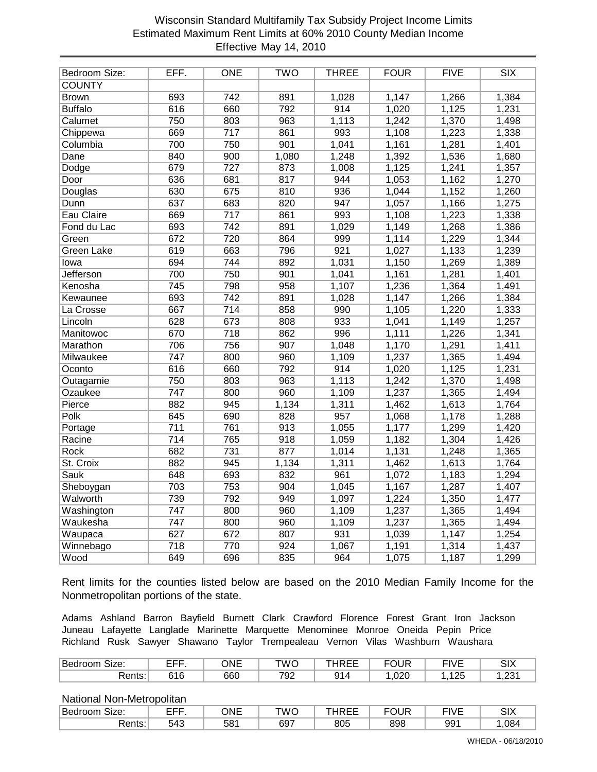# Wisconsin Standard Multifamily Tax Subsidy Project Income Limits
## Estimated Maximum Rent Limits at 60% 2010 County Median Income
### Effective May 14, 2010

| Bedroom Size: | EFF. | ONE | TWO | THREE | FOUR | FIVE | SIX |
|---|---|---|---|---|---|---|---|
| COUNTY | | | | | | | |
| Brown | 693 | 742 | 891 | 1,028 | 1,147 | 1,266 | 1,384 |
| Buffalo | 616 | 660 | 792 | 914 | 1,020 | 1,125 | 1,231 |
| Calumet | 750 | 803 | 963 | 1,113 | 1,242 | 1,370 | 1,498 |
| Chippewa | 669 | 717 | 861 | 993 | 1,108 | 1,223 | 1,338 |
| Columbia | 700 | 750 | 901 | 1,041 | 1,161 | 1,281 | 1,401 |
| Dane | 840 | 900 | 1,080 | 1,248 | 1,392 | 1,536 | 1,680 |
| Dodge | 679 | 727 | 873 | 1,008 | 1,125 | 1,241 | 1,357 |
| Door | 636 | 681 | 817 | 944 | 1,053 | 1,162 | 1,270 |
| Douglas | 630 | 675 | 810 | 936 | 1,044 | 1,152 | 1,260 |
| Dunn | 637 | 683 | 820 | 947 | 1,057 | 1,166 | 1,275 |
| Eau Claire | 669 | 717 | 861 | 993 | 1,108 | 1,223 | 1,338 |
| Fond du Lac | 693 | 742 | 891 | 1,029 | 1,149 | 1,268 | 1,386 |
| Green | 672 | 720 | 864 | 999 | 1,114 | 1,229 | 1,344 |
| Green Lake | 619 | 663 | 796 | 921 | 1,027 | 1,133 | 1,239 |
| Iowa | 694 | 744 | 892 | 1,031 | 1,150 | 1,269 | 1,389 |
| Jefferson | 700 | 750 | 901 | 1,041 | 1,161 | 1,281 | 1,401 |
| Kenosha | 745 | 798 | 958 | 1,107 | 1,236 | 1,364 | 1,491 |
| Kewaunee | 693 | 742 | 891 | 1,028 | 1,147 | 1,266 | 1,384 |
| La Crosse | 667 | 714 | 858 | 990 | 1,105 | 1,220 | 1,333 |
| Lincoln | 628 | 673 | 808 | 933 | 1,041 | 1,149 | 1,257 |
| Manitowoc | 670 | 718 | 862 | 996 | 1,111 | 1,226 | 1,341 |
| Marathon | 706 | 756 | 907 | 1,048 | 1,170 | 1,291 | 1,411 |
| Milwaukee | 747 | 800 | 960 | 1,109 | 1,237 | 1,365 | 1,494 |
| Oconto | 616 | 660 | 792 | 914 | 1,020 | 1,125 | 1,231 |
| Outagamie | 750 | 803 | 963 | 1,113 | 1,242 | 1,370 | 1,498 |
| Ozaukee | 747 | 800 | 960 | 1,109 | 1,237 | 1,365 | 1,494 |
| Pierce | 882 | 945 | 1,134 | 1,311 | 1,462 | 1,613 | 1,764 |
| Polk | 645 | 690 | 828 | 957 | 1,068 | 1,178 | 1,288 |
| Portage | 711 | 761 | 913 | 1,055 | 1,177 | 1,299 | 1,420 |
| Racine | 714 | 765 | 918 | 1,059 | 1,182 | 1,304 | 1,426 |
| Rock | 682 | 731 | 877 | 1,014 | 1,131 | 1,248 | 1,365 |
| St. Croix | 882 | 945 | 1,134 | 1,311 | 1,462 | 1,613 | 1,764 |
| Sauk | 648 | 693 | 832 | 961 | 1,072 | 1,183 | 1,294 |
| Sheboygan | 703 | 753 | 904 | 1,045 | 1,167 | 1,287 | 1,407 |
| Walworth | 739 | 792 | 949 | 1,097 | 1,224 | 1,350 | 1,477 |
| Washington | 747 | 800 | 960 | 1,109 | 1,237 | 1,365 | 1,494 |
| Waukesha | 747 | 800 | 960 | 1,109 | 1,237 | 1,365 | 1,494 |
| Waupaca | 627 | 672 | 807 | 931 | 1,039 | 1,147 | 1,254 |
| Winnebago | 718 | 770 | 924 | 1,067 | 1,191 | 1,314 | 1,437 |
| Wood | 649 | 696 | 835 | 964 | 1,075 | 1,187 | 1,299 |

Rent limits for the counties listed below are based on the 2010 Median Family Income for the Nonmetropolitan portions of the state.

Adams Ashland Barron Bayfield Burnett Clark Crawford Florence Forest Grant Iron Jackson Juneau Lafayette Langlade Marinette Marquette Menominee Monroe Oneida Pepin Price Richland Rusk Sawyer Shawano Taylor Trempealeau Vernon Vilas Washburn Waushara

| Bedroom Size: | EFF. | ONE | TWO | THREE | FOUR | FIVE | SIX |
|---|---|---|---|---|---|---|---|
| Rents: | 616 | 660 | 792 | 914 | 1,020 | 1,125 | 1,231 |

National Non-Metropolitan

| Bedroom Size: | EFF. | ONE | TWO | THREE | FOUR | FIVE | SIX |
|---|---|---|---|---|---|---|---|
| Rents: | 543 | 581 | 697 | 805 | 898 | 991 | 1,084 |

WHEDA - 06/18/2010